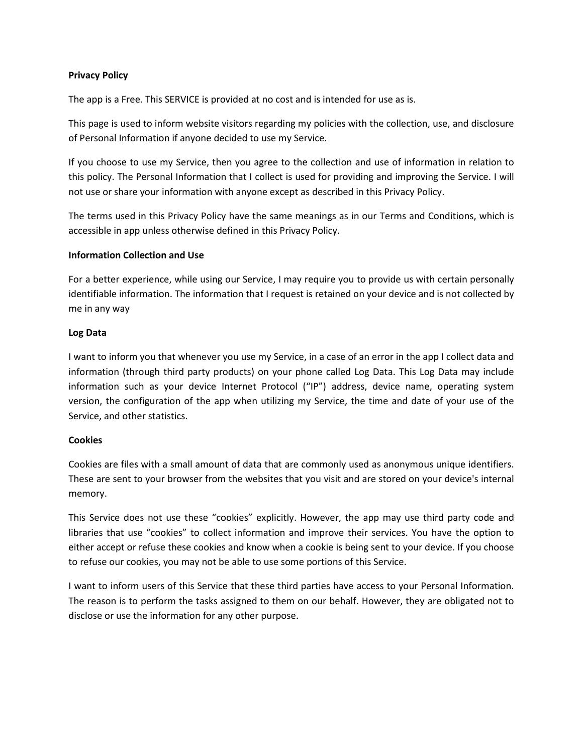**Privacy Policy**

The app is a Free. This SERVICE is provided at no cost and is intended for use as is.

This page is used to inform website visitors regarding my policies with the collection, use, and disclosure of Personal Information if anyone decided to use my Service.

If you choose to use my Service, then you agree to the collection and use of information in relation to this policy. The Personal Information that I collect is used for providing and improving the Service. I will not use or share your information with anyone except as described in this Privacy Policy.

The terms used in this Privacy Policy have the same meanings as in our Terms and Conditions, which is accessible in app unless otherwise defined in this Privacy Policy.

**Information Collection and Use**

For a better experience, while using our Service, I may require you to provide us with certain personally identifiable information. The information that I request is retained on your device and is not collected by me in any way

**Log Data**

I want to inform you that whenever you use my Service, in a case of an error in the app I collect data and information (through third party products) on your phone called Log Data. This Log Data may include information such as your device Internet Protocol ("IP") address, device name, operating system version, the configuration of the app when utilizing my Service, the time and date of your use of the Service, and other statistics.

**Cookies**

Cookies are files with a small amount of data that are commonly used as anonymous unique identifiers. These are sent to your browser from the websites that you visit and are stored on your device's internal memory.

This Service does not use these "cookies" explicitly. However, the app may use third party code and libraries that use "cookies" to collect information and improve their services. You have the option to either accept or refuse these cookies and know when a cookie is being sent to your device. If you choose to refuse our cookies, you may not be able to use some portions of this Service.

I want to inform users of this Service that these third parties have access to your Personal Information. The reason is to perform the tasks assigned to them on our behalf. However, they are obligated not to disclose or use the information for any other purpose.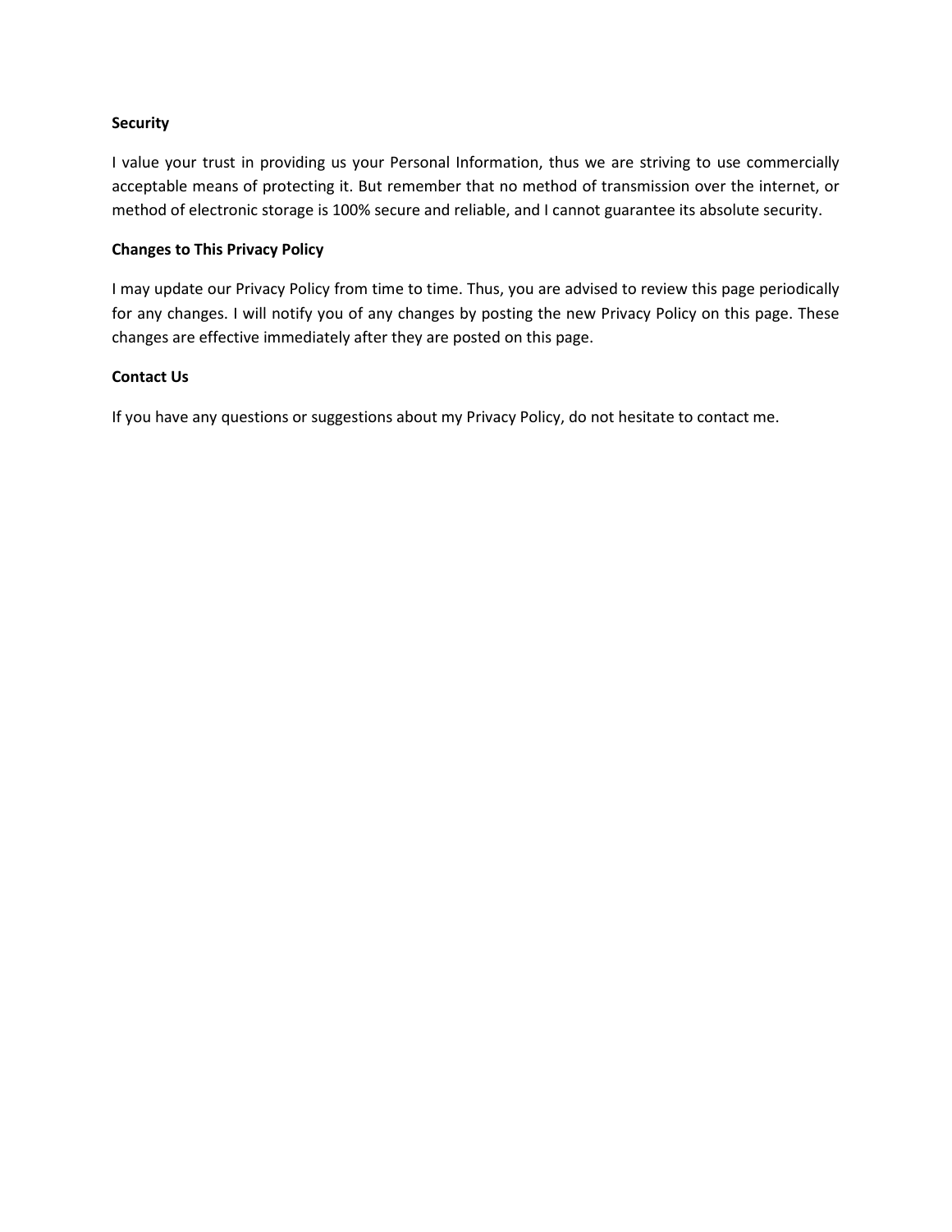**Security**

I value your trust in providing us your Personal Information, thus we are striving to use commercially acceptable means of protecting it. But remember that no method of transmission over the internet, or method of electronic storage is 100% secure and reliable, and I cannot guarantee its absolute security.

**Changes to This Privacy Policy**

I may update our Privacy Policy from time to time. Thus, you are advised to review this page periodically for any changes. I will notify you of any changes by posting the new Privacy Policy on this page. These changes are effective immediately after they are posted on this page.

**Contact Us**

If you have any questions or suggestions about my Privacy Policy, do not hesitate to contact me.